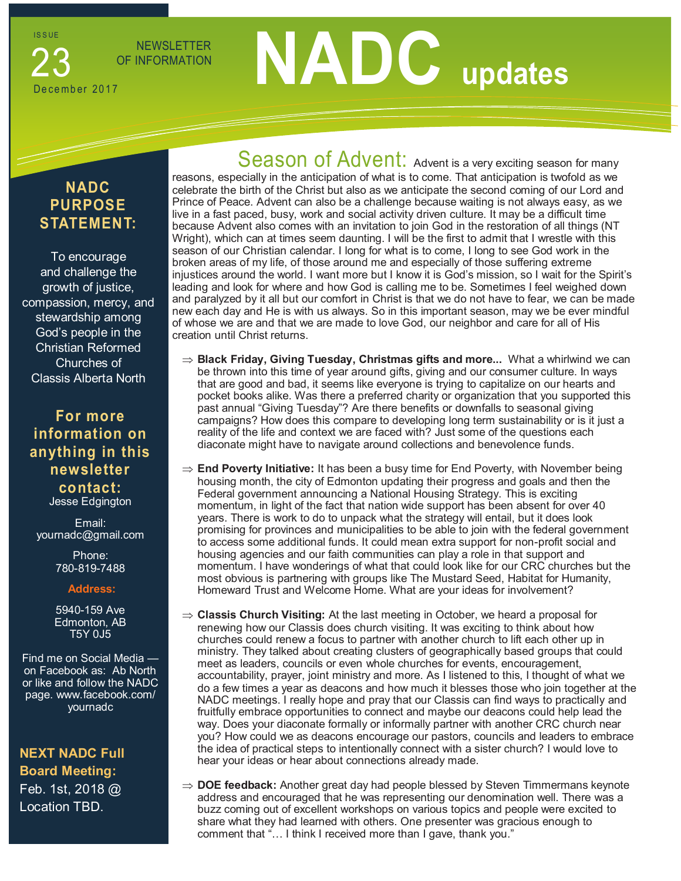ISSUE

23

December 2017

NEWSLETTER OF INFORMATION

# NADC updates

## NADC PURPOSE STATEMENT:

To encourage and challenge the growth of justice, compassion, mercy, and stewardship among God's people in the Christian Reformed Churches of Classis Alberta North

## For more information on anything in this newsletter contact:

Jesse Edgington

Email:
yournadc@gmail.com

Phone:
780-819-7488

**Address:**

5940-159 Ave
Edmonton, AB
T5Y 0J5

Find me on Social Media — on Facebook as: Ab North or like and follow the NADC page. www.facebook.com/yournadc

**NEXT NADC Full Board Meeting:**
Feb. 1st, 2018 @ Location TBD.

## Season of Advent:

Advent is a very exciting season for many reasons, especially in the anticipation of what is to come. That anticipation is twofold as we celebrate the birth of the Christ but also as we anticipate the second coming of our Lord and Prince of Peace. Advent can also be a challenge because waiting is not always easy, as we live in a fast paced, busy, work and social activity driven culture. It may be a difficult time because Advent also comes with an invitation to join God in the restoration of all things (NT Wright), which can at times seem daunting. I will be the first to admit that I wrestle with this season of our Christian calendar. I long for what is to come, I long to see God work in the broken areas of my life, of those around me and especially of those suffering extreme injustices around the world. I want more but I know it is God's mission, so I wait for the Spirit's leading and look for where and how God is calling me to be. Sometimes I feel weighed down and paralyzed by it all but our comfort in Christ is that we do not have to fear, we can be made new each day and He is with us always. So in this important season, may we be ever mindful of whose we are and that we are made to love God, our neighbor and care for all of His creation until Christ returns.

- **Black Friday, Giving Tuesday, Christmas gifts and more...** What a whirlwind we can be thrown into this time of year around gifts, giving and our consumer culture. In ways that are good and bad, it seems like everyone is trying to capitalize on our hearts and pocket books alike. Was there a preferred charity or organization that you supported this past annual "Giving Tuesday"? Are there benefits or downfalls to seasonal giving campaigns? How does this compare to developing long term sustainability or is it just a reality of the life and context we are faced with? Just some of the questions each diaconate might have to navigate around collections and benevolence funds.

- **End Poverty Initiative:** It has been a busy time for End Poverty, with November being housing month, the city of Edmonton updating their progress and goals and then the Federal government announcing a National Housing Strategy. This is exciting momentum, in light of the fact that nation wide support has been absent for over 40 years. There is work to do to unpack what the strategy will entail, but it does look promising for provinces and municipalities to be able to join with the federal government to access some additional funds. It could mean extra support for non-profit social and housing agencies and our faith communities can play a role in that support and momentum. I have wonderings of what that could look like for our CRC churches but the most obvious is partnering with groups like The Mustard Seed, Habitat for Humanity, Homeward Trust and Welcome Home. What are your ideas for involvement?

- **Classis Church Visiting:** At the last meeting in October, we heard a proposal for renewing how our Classis does church visiting. It was exciting to think about how churches could renew a focus to partner with another church to lift each other up in ministry. They talked about creating clusters of geographically based groups that could meet as leaders, councils or even whole churches for events, encouragement, accountability, prayer, joint ministry and more. As I listened to this, I thought of what we do a few times a year as deacons and how much it blesses those who join together at the NADC meetings. I really hope and pray that our Classis can find ways to practically and fruitfully embrace opportunities to connect and maybe our deacons could help lead the way. Does your diaconate formally or informally partner with another CRC church near you? How could we as deacons encourage our pastors, councils and leaders to embrace the idea of practical steps to intentionally connect with a sister church? I would love to hear your ideas or hear about connections already made.

- **DOE feedback:** Another great day had people blessed by Steven Timmermans keynote address and encouraged that he was representing our denomination well. There was a buzz coming out of excellent workshops on various topics and people were excited to share what they had learned with others. One presenter was gracious enough to comment that "… I think I received more than I gave, thank you."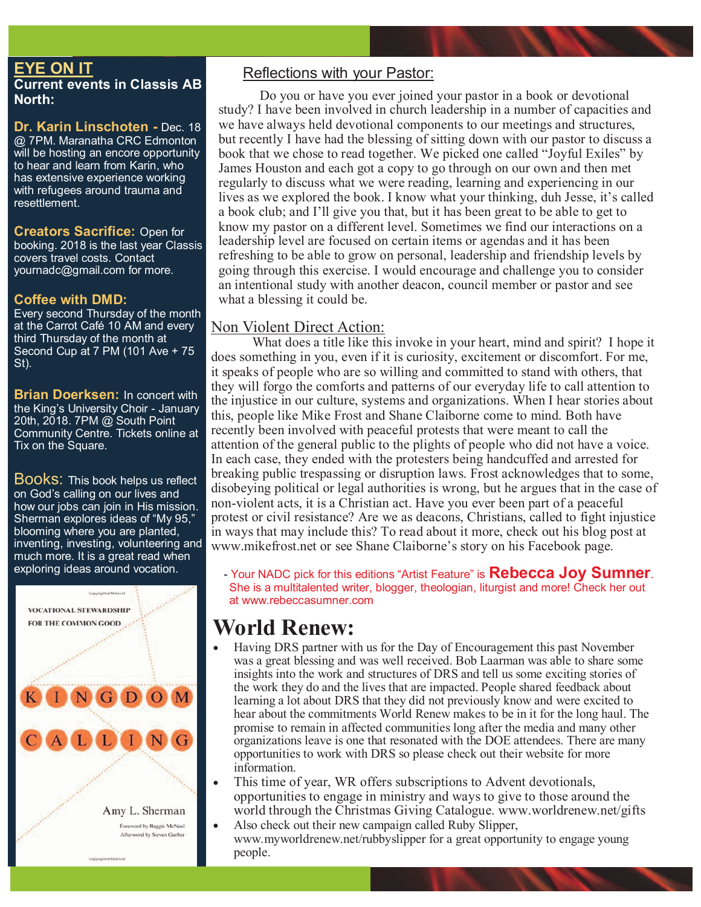## EYE ON IT

**Current events in Classis AB North:**

**Dr. Karin Linschoten -** Dec. 18 @ 7PM. Maranatha CRC Edmonton will be hosting an encore opportunity to hear and learn from Karin, who has extensive experience working with refugees around trauma and resettlement.

**Creators Sacrifice:** Open for booking. 2018 is the last year Classis covers travel costs. Contact yournadc@gmail.com for more.

**Coffee with DMD:** Every second Thursday of the month at the Carrot Café 10 AM and every third Thursday of the month at Second Cup at 7 PM (101 Ave + 75 St).

**Brian Doerksen:** In concert with the King's University Choir - January 20th, 2018. 7PM @ South Point Community Centre. Tickets online at Tix on the Square.

**Books:** This book helps us reflect on God's calling on our lives and how our jobs can join in His mission. Sherman explores ideas of "My 95," blooming where you are planted, inventing, investing, volunteering and much more. It is a great read when exploring ideas around vocation.

VOCATIONAL STEWARDSHIP FOR THE COMMON GOOD

KINGDOM CALLING

Amy L. Sherman

Foreword by Reggie McNeal
Afterword by Steven Garber

## Reflections with your Pastor:

Do you or have you ever joined your pastor in a book or devotional study? I have been involved in church leadership in a number of capacities and we have always held devotional components to our meetings and structures, but recently I have had the blessing of sitting down with our pastor to discuss a book that we chose to read together. We picked one called "Joyful Exiles" by James Houston and each got a copy to go through on our own and then met regularly to discuss what we were reading, learning and experiencing in our lives as we explored the book. I know what your thinking, duh Jesse, it's called a book club; and I'll give you that, but it has been great to be able to get to know my pastor on a different level. Sometimes we find our interactions on a leadership level are focused on certain items or agendas and it has been refreshing to be able to grow on personal, leadership and friendship levels by going through this exercise. I would encourage and challenge you to consider an intentional study with another deacon, council member or pastor and see what a blessing it could be.

## Non Violent Direct Action:

What does a title like this invoke in your heart, mind and spirit? I hope it does something in you, even if it is curiosity, excitement or discomfort. For me, it speaks of people who are so willing and committed to stand with others, that they will forgo the comforts and patterns of our everyday life to call attention to the injustice in our culture, systems and organizations. When I hear stories about this, people like Mike Frost and Shane Claiborne come to mind. Both have recently been involved with peaceful protests that were meant to call the attention of the general public to the plights of people who did not have a voice. In each case, they ended with the protesters being handcuffed and arrested for breaking public trespassing or disruption laws. Frost acknowledges that to some, disobeying political or legal authorities is wrong, but he argues that in the case of non-violent acts, it is a Christian act. Have you ever been part of a peaceful protest or civil resistance? Are we as deacons, Christians, called to fight injustice in ways that may include this? To read about it more, check out his blog post at www.mikefrost.net or see Shane Claiborne's story on his Facebook page.

- Your NADC pick for this editions "Artist Feature" is **Rebecca Joy Sumner**. She is a multitalented writer, blogger, theologian, liturgist and more! Check her out at www.rebeccasumner.com

# World Renew:

- Having DRS partner with us for the Day of Encouragement this past November was a great blessing and was well received. Bob Laarman was able to share some insights into the work and structures of DRS and tell us some exciting stories of the work they do and the lives that are impacted. People shared feedback about learning a lot about DRS that they did not previously know and were excited to hear about the commitments World Renew makes to be in it for the long haul. The promise to remain in affected communities long after the media and many other organizations leave is one that resonated with the DOE attendees. There are many opportunities to work with DRS so please check out their website for more information.
- This time of year, WR offers subscriptions to Advent devotionals, opportunities to engage in ministry and ways to give to those around the world through the Christmas Giving Catalogue. www.worldrenew.net/gifts
- Also check out their new campaign called Ruby Slipper, www.myworldrenew.net/rubbyslipper for a great opportunity to engage young people.